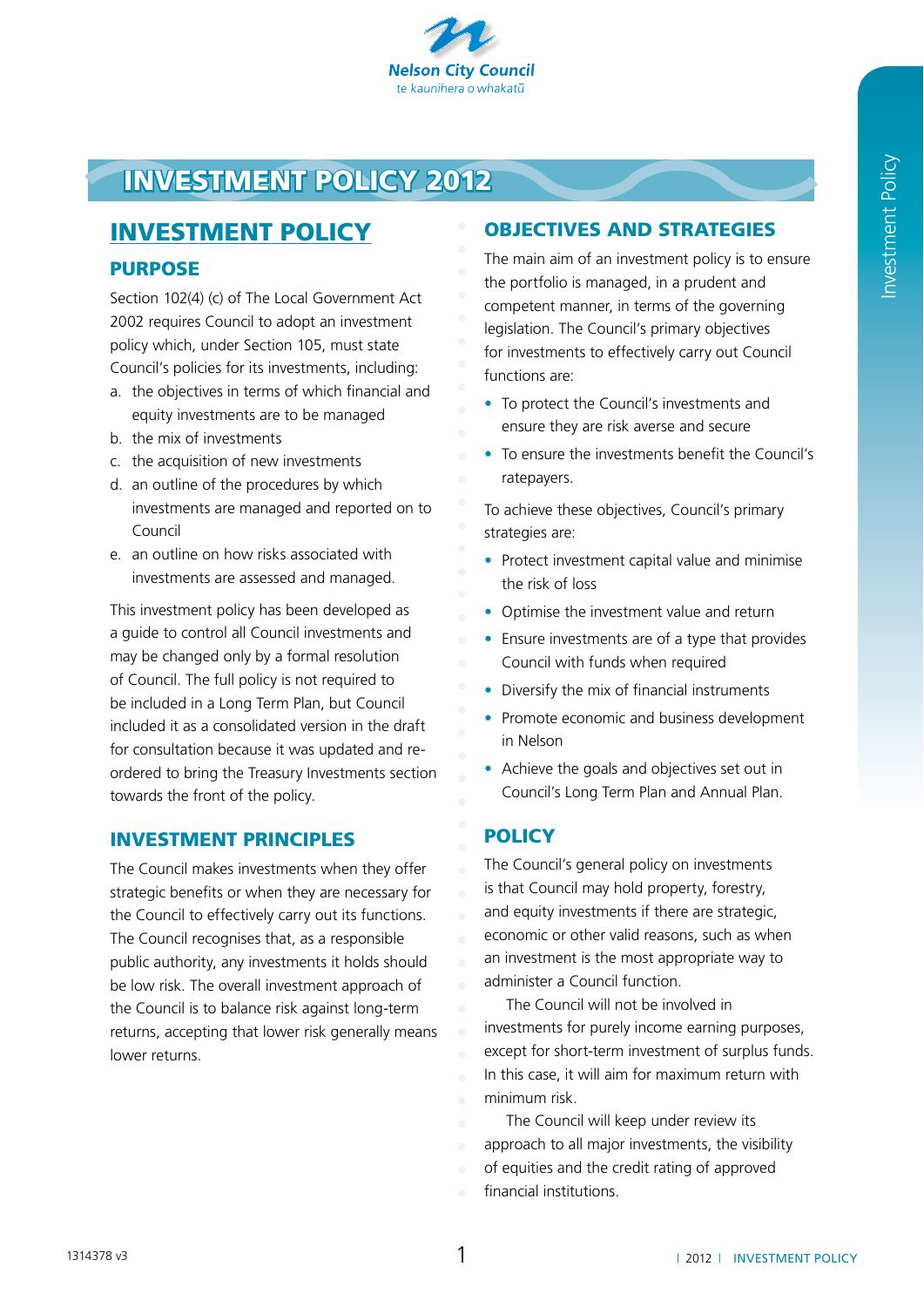Nelson City Council
te kaunihera o whakatū

# INVESTMENT POLICY 2012

## INVESTMENT POLICY

### PURPOSE

Section 102(4) (c) of The Local Government Act 2002 requires Council to adopt an investment policy which, under Section 105, must state Council's policies for its investments, including:

a. the objectives in terms of which financial and equity investments are to be managed
b. the mix of investments
c. the acquisition of new investments
d. an outline of the procedures by which investments are managed and reported on to Council
e. an outline on how risks associated with investments are assessed and managed.

This investment policy has been developed as a guide to control all Council investments and may be changed only by a formal resolution of Council. The full policy is not required to be included in a Long Term Plan, but Council included it as a consolidated version in the draft for consultation because it was updated and re-ordered to bring the Treasury Investments section towards the front of the policy.

### INVESTMENT PRINCIPLES

The Council makes investments when they offer strategic benefits or when they are necessary for the Council to effectively carry out its functions. The Council recognises that, as a responsible public authority, any investments it holds should be low risk. The overall investment approach of the Council is to balance risk against long-term returns, accepting that lower risk generally means lower returns.

### OBJECTIVES AND STRATEGIES

The main aim of an investment policy is to ensure the portfolio is managed, in a prudent and competent manner, in terms of the governing legislation. The Council's primary objectives for investments to effectively carry out Council functions are:

- To protect the Council's investments and ensure they are risk averse and secure
- To ensure the investments benefit the Council's ratepayers.

To achieve these objectives, Council's primary strategies are:

- Protect investment capital value and minimise the risk of loss
- Optimise the investment value and return
- Ensure investments are of a type that provides Council with funds when required
- Diversify the mix of financial instruments
- Promote economic and business development in Nelson
- Achieve the goals and objectives set out in Council's Long Term Plan and Annual Plan.

### POLICY

The Council's general policy on investments is that Council may hold property, forestry, and equity investments if there are strategic, economic or other valid reasons, such as when an investment is the most appropriate way to administer a Council function.

The Council will not be involved in investments for purely income earning purposes, except for short-term investment of surplus funds. In this case, it will aim for maximum return with minimum risk.

The Council will keep under review its approach to all major investments, the visibility of equities and the credit rating of approved financial institutions.

1314378 v3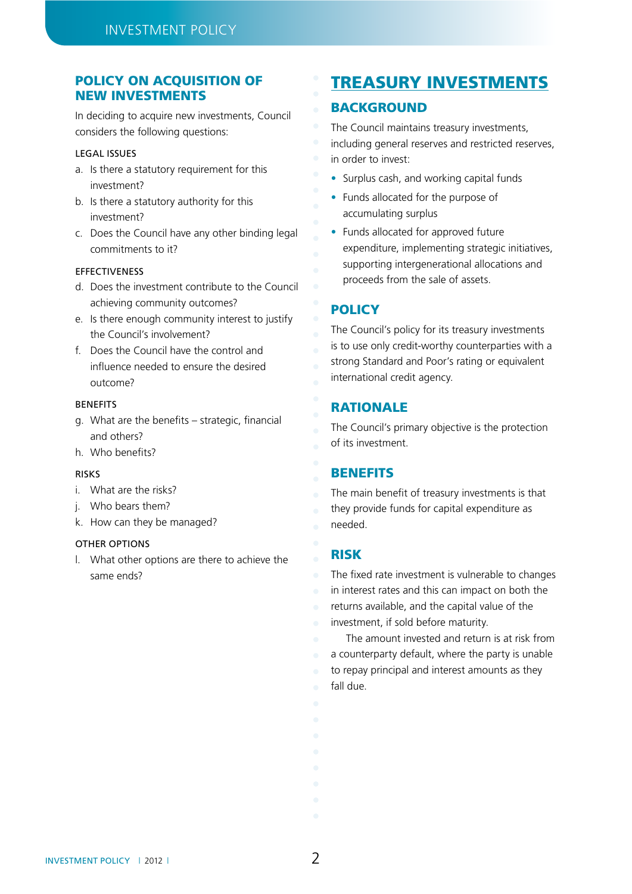## POLICY ON ACQUISITION OF NEW INVESTMENTS

In deciding to acquire new investments, Council considers the following questions:

### LEGAL ISSUES

a. Is there a statutory requirement for this investment?

b. Is there a statutory authority for this investment?

c. Does the Council have any other binding legal commitments to it?

### EFFECTIVENESS

d. Does the investment contribute to the Council achieving community outcomes?

e. Is there enough community interest to justify the Council's involvement?

f. Does the Council have the control and influence needed to ensure the desired outcome?

### BENEFITS

g. What are the benefits – strategic, financial and others?

h. Who benefits?

### RISKS

i. What are the risks?

j. Who bears them?

k. How can they be managed?

### OTHER OPTIONS

l. What other options are there to achieve the same ends?

# TREASURY INVESTMENTS

## BACKGROUND

The Council maintains treasury investments, including general reserves and restricted reserves, in order to invest:

- Surplus cash, and working capital funds
- Funds allocated for the purpose of accumulating surplus
- Funds allocated for approved future expenditure, implementing strategic initiatives, supporting intergenerational allocations and proceeds from the sale of assets.

## POLICY

The Council's policy for its treasury investments is to use only credit-worthy counterparties with a strong Standard and Poor's rating or equivalent international credit agency.

## RATIONALE

The Council's primary objective is the protection of its investment.

## BENEFITS

The main benefit of treasury investments is that they provide funds for capital expenditure as needed.

## RISK

The fixed rate investment is vulnerable to changes in interest rates and this can impact on both the returns available, and the capital value of the investment, if sold before maturity.

The amount invested and return is at risk from a counterparty default, where the party is unable to repay principal and interest amounts as they fall due.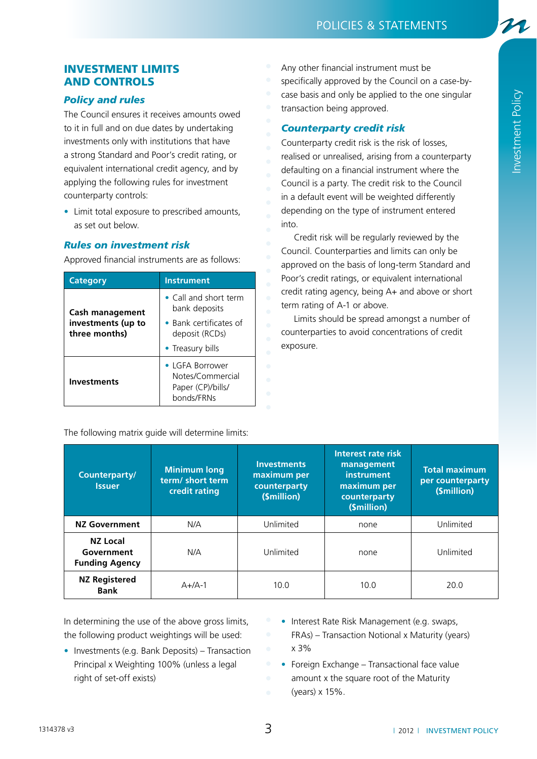## INVESTMENT LIMITS AND CONTROLS

### *Policy and rules*

The Council ensures it receives amounts owed to it in full and on due dates by undertaking investments only with institutions that have a strong Standard and Poor's credit rating, or equivalent international credit agency, and by applying the following rules for investment counterparty controls:

- Limit total exposure to prescribed amounts, as set out below.

### *Rules on investment risk*

Approved financial instruments are as follows:

| Category | Instrument |
|---|---|
| **Cash management investments (up to three months)** | • Call and short term bank deposits<br>• Bank certificates of deposit (RCDs)<br>• Treasury bills |
| **Investments** | • LGFA Borrower Notes/Commercial Paper (CP)/bills/bonds/FRNs |

Any other financial instrument must be specifically approved by the Council on a case-by-case basis and only be applied to the one singular transaction being approved.

### *Counterparty credit risk*

Counterparty credit risk is the risk of losses, realised or unrealised, arising from a counterparty defaulting on a financial instrument where the Council is a party. The credit risk to the Council in a default event will be weighted differently depending on the type of instrument entered into.

Credit risk will be regularly reviewed by the Council. Counterparties and limits can only be approved on the basis of long-term Standard and Poor's credit ratings, or equivalent international credit rating agency, being A+ and above or short term rating of A-1 or above.

Limits should be spread amongst a number of counterparties to avoid concentrations of credit exposure.

The following matrix guide will determine limits:

| Counterparty/ Issuer | Minimum long term/ short term credit rating | Investments maximum per counterparty ($million) | Interest rate risk management instrument maximum per counterparty ($million) | Total maximum per counterparty ($million) |
|---|---|---|---|---|
| **NZ Government** | N/A | Unlimited | none | Unlimited |
| **NZ Local Government Funding Agency** | N/A | Unlimited | none | Unlimited |
| **NZ Registered Bank** | A+/A-1 | 10.0 | 10.0 | 20.0 |

In determining the use of the above gross limits, the following product weightings will be used:

- Investments (e.g. Bank Deposits) – Transaction Principal x Weighting 100% (unless a legal right of set-off exists)
- Interest Rate Risk Management (e.g. swaps, FRAs) – Transaction Notional x Maturity (years) x 3%
- Foreign Exchange – Transactional face value amount x the square root of the Maturity (years) x 15%.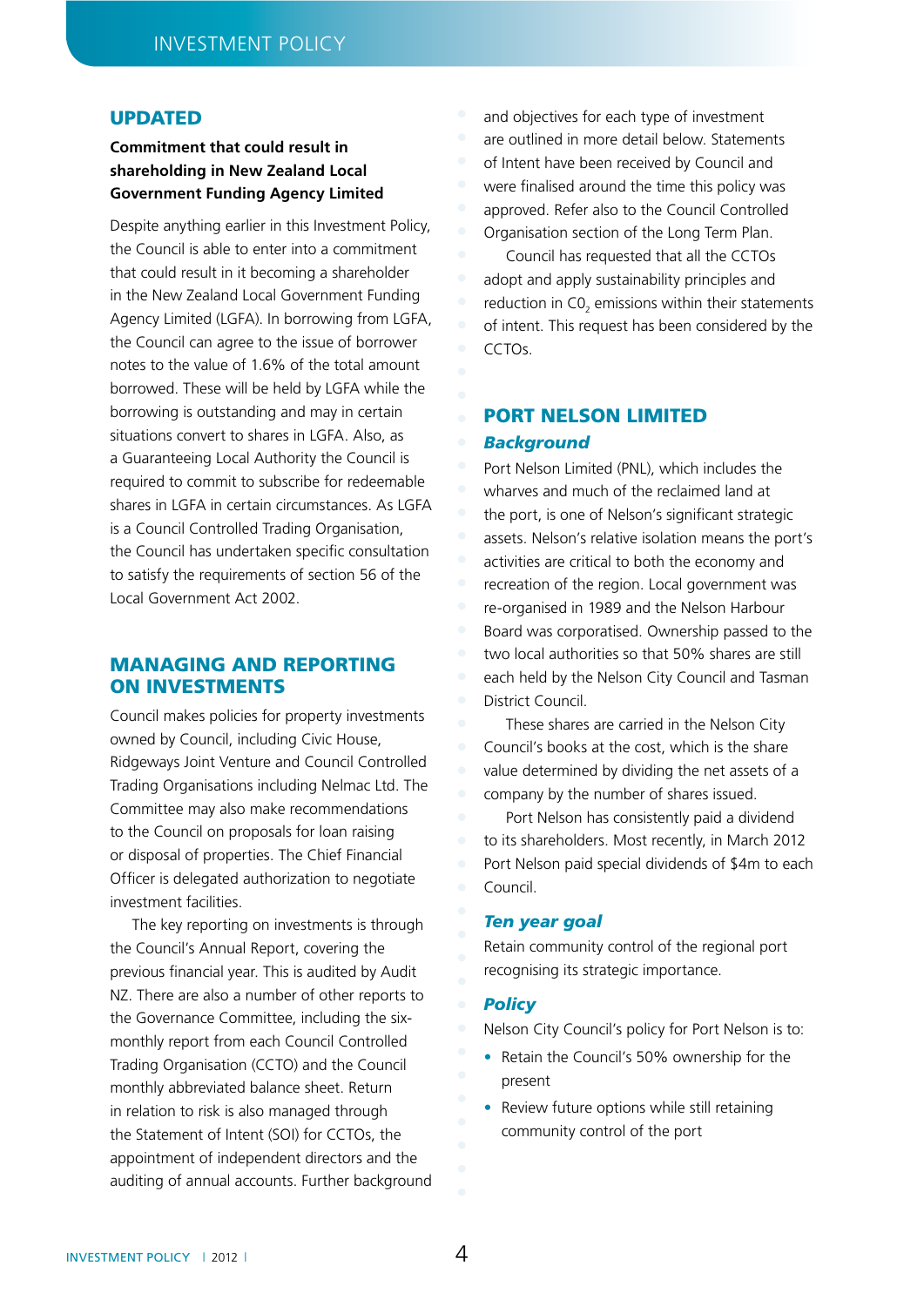## UPDATED

**Commitment that could result in shareholding in New Zealand Local Government Funding Agency Limited**

Despite anything earlier in this Investment Policy, the Council is able to enter into a commitment that could result in it becoming a shareholder in the New Zealand Local Government Funding Agency Limited (LGFA). In borrowing from LGFA, the Council can agree to the issue of borrower notes to the value of 1.6% of the total amount borrowed. These will be held by LGFA while the borrowing is outstanding and may in certain situations convert to shares in LGFA. Also, as a Guaranteeing Local Authority the Council is required to commit to subscribe for redeemable shares in LGFA in certain circumstances. As LGFA is a Council Controlled Trading Organisation, the Council has undertaken specific consultation to satisfy the requirements of section 56 of the Local Government Act 2002.

## MANAGING AND REPORTING ON INVESTMENTS

Council makes policies for property investments owned by Council, including Civic House, Ridgeways Joint Venture and Council Controlled Trading Organisations including Nelmac Ltd. The Committee may also make recommendations to the Council on proposals for loan raising or disposal of properties. The Chief Financial Officer is delegated authorization to negotiate investment facilities.

The key reporting on investments is through the Council's Annual Report, covering the previous financial year. This is audited by Audit NZ. There are also a number of other reports to the Governance Committee, including the six-monthly report from each Council Controlled Trading Organisation (CCTO) and the Council monthly abbreviated balance sheet. Return in relation to risk is also managed through the Statement of Intent (SOI) for CCTOs, the appointment of independent directors and the auditing of annual accounts. Further background and objectives for each type of investment are outlined in more detail below. Statements of Intent have been received by Council and were finalised around the time this policy was approved. Refer also to the Council Controlled Organisation section of the Long Term Plan.

Council has requested that all the CCTOs adopt and apply sustainability principles and reduction in $C0_2$ emissions within their statements of intent. This request has been considered by the CCTOs.

## PORT NELSON LIMITED

### *Background*

Port Nelson Limited (PNL), which includes the wharves and much of the reclaimed land at the port, is one of Nelson's significant strategic assets. Nelson's relative isolation means the port's activities are critical to both the economy and recreation of the region. Local government was re-organised in 1989 and the Nelson Harbour Board was corporatised. Ownership passed to the two local authorities so that 50% shares are still each held by the Nelson City Council and Tasman District Council.

These shares are carried in the Nelson City Council's books at the cost, which is the share value determined by dividing the net assets of a company by the number of shares issued.

Port Nelson has consistently paid a dividend to its shareholders. Most recently, in March 2012 Port Nelson paid special dividends of $4m to each Council.

### *Ten year goal*

Retain community control of the regional port recognising its strategic importance.

### *Policy*

Nelson City Council's policy for Port Nelson is to:

- Retain the Council's 50% ownership for the present
- Review future options while still retaining community control of the port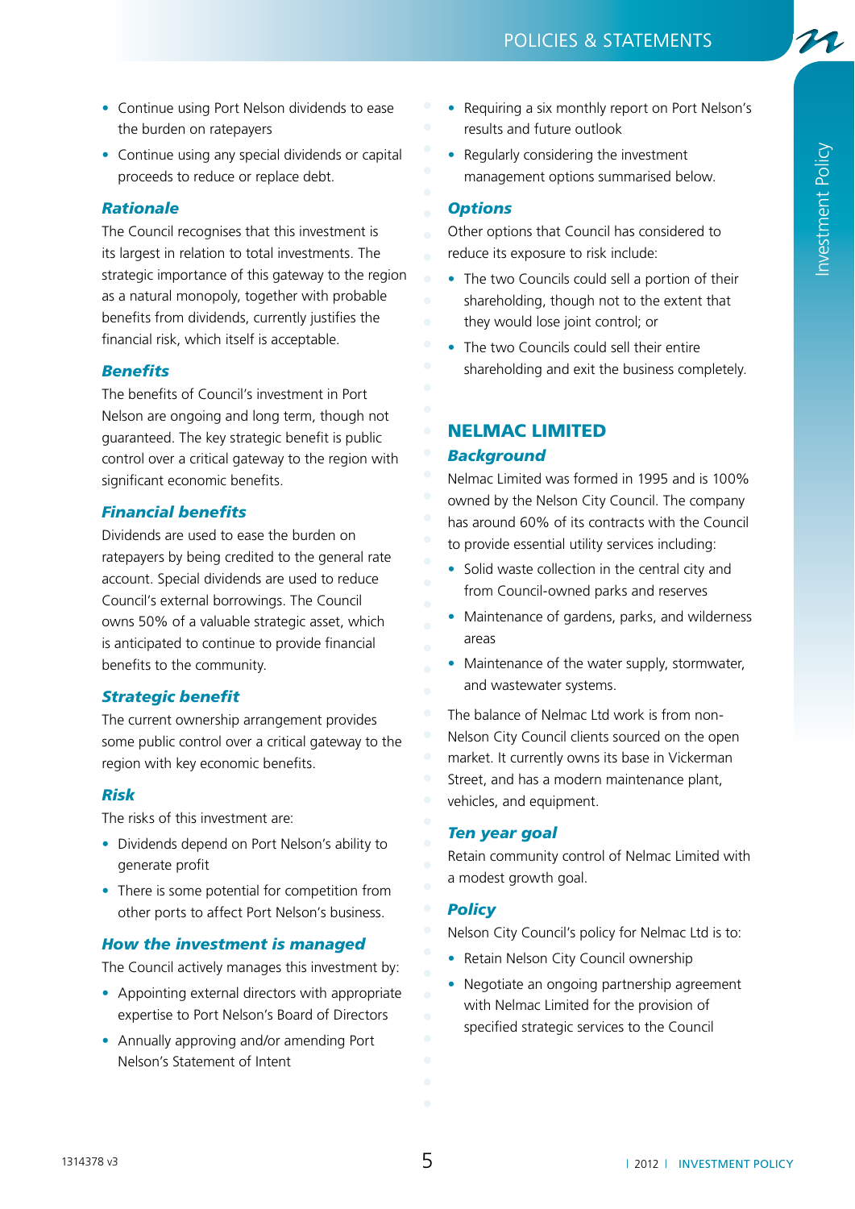- Continue using Port Nelson dividends to ease the burden on ratepayers
- Continue using any special dividends or capital proceeds to reduce or replace debt.

### Rationale

The Council recognises that this investment is its largest in relation to total investments. The strategic importance of this gateway to the region as a natural monopoly, together with probable benefits from dividends, currently justifies the financial risk, which itself is acceptable.

### Benefits

The benefits of Council's investment in Port Nelson are ongoing and long term, though not guaranteed. The key strategic benefit is public control over a critical gateway to the region with significant economic benefits.

### Financial benefits

Dividends are used to ease the burden on ratepayers by being credited to the general rate account. Special dividends are used to reduce Council's external borrowings. The Council owns 50% of a valuable strategic asset, which is anticipated to continue to provide financial benefits to the community.

### Strategic benefit

The current ownership arrangement provides some public control over a critical gateway to the region with key economic benefits.

### Risk

The risks of this investment are:

- Dividends depend on Port Nelson's ability to generate profit
- There is some potential for competition from other ports to affect Port Nelson's business.

### How the investment is managed

The Council actively manages this investment by:

- Appointing external directors with appropriate expertise to Port Nelson's Board of Directors
- Annually approving and/or amending Port Nelson's Statement of Intent
- Requiring a six monthly report on Port Nelson's results and future outlook
- Regularly considering the investment management options summarised below.

### Options

Other options that Council has considered to reduce its exposure to risk include:

- The two Councils could sell a portion of their shareholding, though not to the extent that they would lose joint control; or
- The two Councils could sell their entire shareholding and exit the business completely.

## NELMAC LIMITED

### Background

Nelmac Limited was formed in 1995 and is 100% owned by the Nelson City Council. The company has around 60% of its contracts with the Council to provide essential utility services including:

- Solid waste collection in the central city and from Council-owned parks and reserves
- Maintenance of gardens, parks, and wilderness areas
- Maintenance of the water supply, stormwater, and wastewater systems.

The balance of Nelmac Ltd work is from non-Nelson City Council clients sourced on the open market. It currently owns its base in Vickerman Street, and has a modern maintenance plant, vehicles, and equipment.

### Ten year goal

Retain community control of Nelmac Limited with a modest growth goal.

### Policy

Nelson City Council's policy for Nelmac Ltd is to:

- Retain Nelson City Council ownership
- Negotiate an ongoing partnership agreement with Nelmac Limited for the provision of specified strategic services to the Council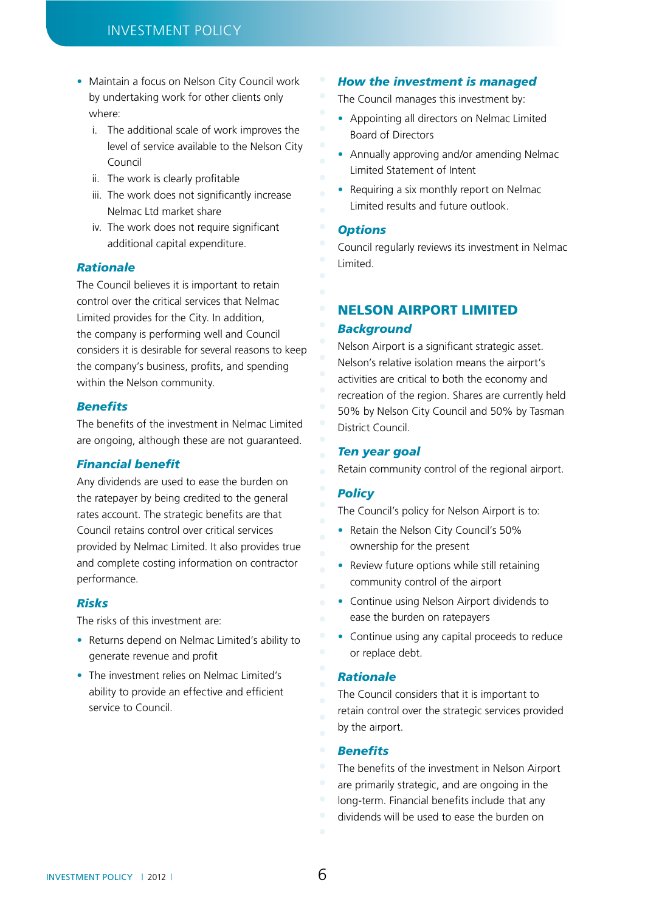- Maintain a focus on Nelson City Council work by undertaking work for other clients only where:
  i. The additional scale of work improves the level of service available to the Nelson City Council
  ii. The work is clearly profitable
  iii. The work does not significantly increase Nelmac Ltd market share
  iv. The work does not require significant additional capital expenditure.

### *Rationale*

The Council believes it is important to retain control over the critical services that Nelmac Limited provides for the City. In addition, the company is performing well and Council considers it is desirable for several reasons to keep the company's business, profits, and spending within the Nelson community.

### *Benefits*

The benefits of the investment in Nelmac Limited are ongoing, although these are not guaranteed.

### *Financial benefit*

Any dividends are used to ease the burden on the ratepayer by being credited to the general rates account. The strategic benefits are that Council retains control over critical services provided by Nelmac Limited. It also provides true and complete costing information on contractor performance.

### *Risks*

The risks of this investment are:

- Returns depend on Nelmac Limited's ability to generate revenue and profit
- The investment relies on Nelmac Limited's ability to provide an effective and efficient service to Council.

### *How the investment is managed*

The Council manages this investment by:

- Appointing all directors on Nelmac Limited Board of Directors
- Annually approving and/or amending Nelmac Limited Statement of Intent
- Requiring a six monthly report on Nelmac Limited results and future outlook.

### *Options*

Council regularly reviews its investment in Nelmac Limited.

## NELSON AIRPORT LIMITED

### *Background*

Nelson Airport is a significant strategic asset. Nelson's relative isolation means the airport's activities are critical to both the economy and recreation of the region. Shares are currently held 50% by Nelson City Council and 50% by Tasman District Council.

### *Ten year goal*

Retain community control of the regional airport.

### *Policy*

The Council's policy for Nelson Airport is to:

- Retain the Nelson City Council's 50% ownership for the present
- Review future options while still retaining community control of the airport
- Continue using Nelson Airport dividends to ease the burden on ratepayers
- Continue using any capital proceeds to reduce or replace debt.

### *Rationale*

The Council considers that it is important to retain control over the strategic services provided by the airport.

### *Benefits*

The benefits of the investment in Nelson Airport are primarily strategic, and are ongoing in the long-term. Financial benefits include that any dividends will be used to ease the burden on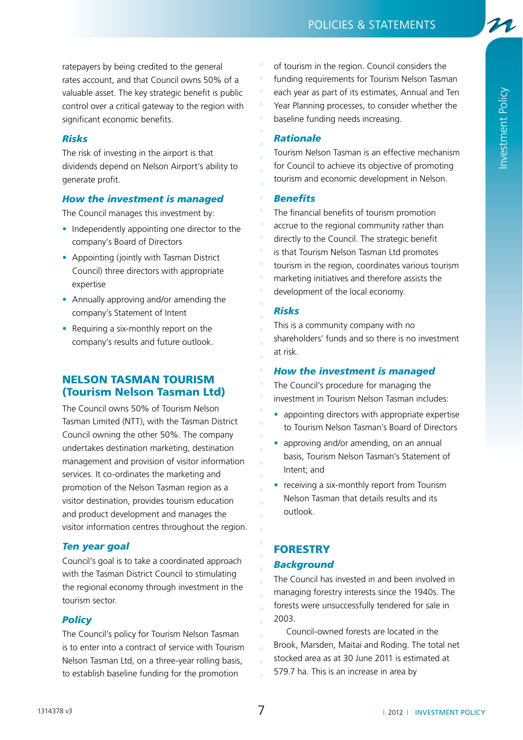ratepayers by being credited to the general rates account, and that Council owns 50% of a valuable asset. The key strategic benefit is public control over a critical gateway to the region with significant economic benefits.

### *Risks*

The risk of investing in the airport is that dividends depend on Nelson Airport's ability to generate profit.

### *How the investment is managed*

The Council manages this investment by:

- Independently appointing one director to the company's Board of Directors
- Appointing (jointly with Tasman District Council) three directors with appropriate expertise
- Annually approving and/or amending the company's Statement of Intent
- Requiring a six-monthly report on the company's results and future outlook.

## NELSON TASMAN TOURISM (Tourism Nelson Tasman Ltd)

The Council owns 50% of Tourism Nelson Tasman Limited (NTT), with the Tasman District Council owning the other 50%. The company undertakes destination marketing, destination management and provision of visitor information services. It co-ordinates the marketing and promotion of the Nelson Tasman region as a visitor destination, provides tourism education and product development and manages the visitor information centres throughout the region.

### *Ten year goal*

Council's goal is to take a coordinated approach with the Tasman District Council to stimulating the regional economy through investment in the tourism sector.

### *Policy*

The Council's policy for Tourism Nelson Tasman is to enter into a contract of service with Tourism Nelson Tasman Ltd, on a three-year rolling basis, to establish baseline funding for the promotion of tourism in the region. Council considers the funding requirements for Tourism Nelson Tasman each year as part of its estimates, Annual and Ten Year Planning processes, to consider whether the baseline funding needs increasing.

### *Rationale*

Tourism Nelson Tasman is an effective mechanism for Council to achieve its objective of promoting tourism and economic development in Nelson.

### *Benefits*

The financial benefits of tourism promotion accrue to the regional community rather than directly to the Council. The strategic benefit is that Tourism Nelson Tasman Ltd promotes tourism in the region, coordinates various tourism marketing initiatives and therefore assists the development of the local economy.

### *Risks*

This is a community company with no shareholders' funds and so there is no investment at risk.

### *How the investment is managed*

The Council's procedure for managing the investment in Tourism Nelson Tasman includes:

- appointing directors with appropriate expertise to Tourism Nelson Tasman's Board of Directors
- approving and/or amending, on an annual basis, Tourism Nelson Tasman's Statement of Intent; and
- receiving a six-monthly report from Tourism Nelson Tasman that details results and its outlook.

## FORESTRY

### *Background*

The Council has invested in and been involved in managing forestry interests since the 1940s. The forests were unsuccessfully tendered for sale in 2003.

Council-owned forests are located in the Brook, Marsden, Maitai and Roding. The total net stocked area as at 30 June 2011 is estimated at 579.7 ha. This is an increase in area by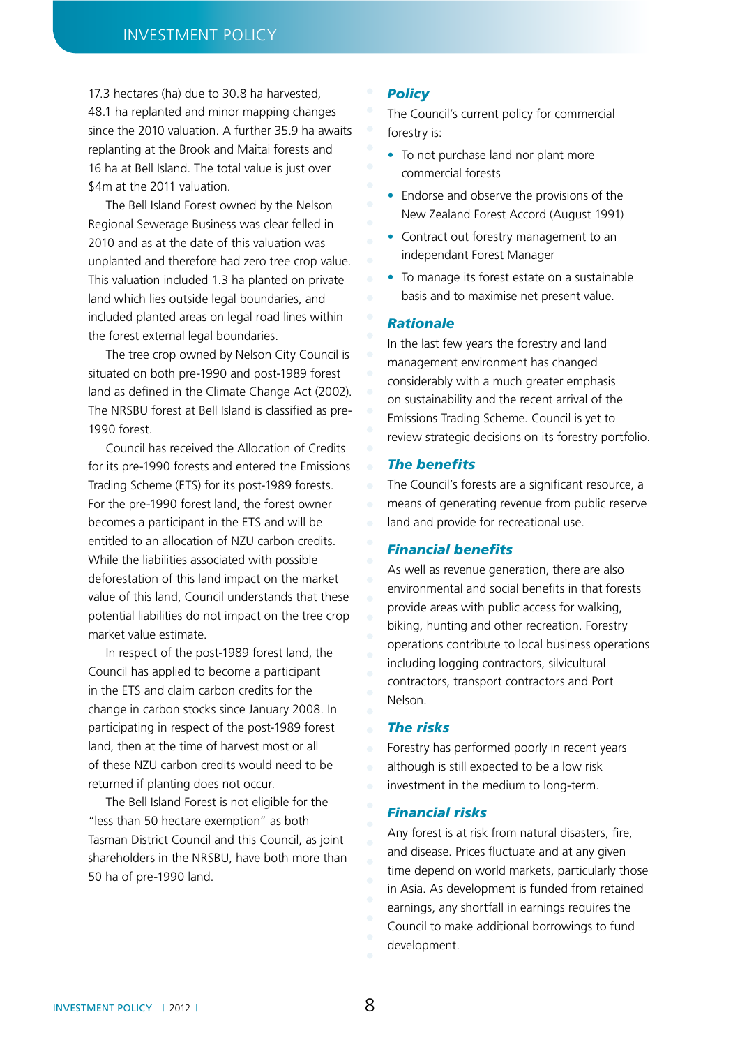17.3 hectares (ha) due to 30.8 ha harvested, 48.1 ha replanted and minor mapping changes since the 2010 valuation. A further 35.9 ha awaits replanting at the Brook and Maitai forests and 16 ha at Bell Island. The total value is just over $4m at the 2011 valuation.

The Bell Island Forest owned by the Nelson Regional Sewerage Business was clear felled in 2010 and as at the date of this valuation was unplanted and therefore had zero tree crop value. This valuation included 1.3 ha planted on private land which lies outside legal boundaries, and included planted areas on legal road lines within the forest external legal boundaries.

The tree crop owned by Nelson City Council is situated on both pre-1990 and post-1989 forest land as defined in the Climate Change Act (2002). The NRSBU forest at Bell Island is classified as pre-1990 forest.

Council has received the Allocation of Credits for its pre-1990 forests and entered the Emissions Trading Scheme (ETS) for its post-1989 forests. For the pre-1990 forest land, the forest owner becomes a participant in the ETS and will be entitled to an allocation of NZU carbon credits. While the liabilities associated with possible deforestation of this land impact on the market value of this land, Council understands that these potential liabilities do not impact on the tree crop market value estimate.

In respect of the post-1989 forest land, the Council has applied to become a participant in the ETS and claim carbon credits for the change in carbon stocks since January 2008. In participating in respect of the post-1989 forest land, then at the time of harvest most or all of these NZU carbon credits would need to be returned if planting does not occur.

The Bell Island Forest is not eligible for the "less than 50 hectare exemption" as both Tasman District Council and this Council, as joint shareholders in the NRSBU, have both more than 50 ha of pre-1990 land.

### *Policy*

The Council's current policy for commercial forestry is:

- To not purchase land nor plant more commercial forests
- Endorse and observe the provisions of the New Zealand Forest Accord (August 1991)
- Contract out forestry management to an independant Forest Manager
- To manage its forest estate on a sustainable basis and to maximise net present value.

### *Rationale*

In the last few years the forestry and land management environment has changed considerably with a much greater emphasis on sustainability and the recent arrival of the Emissions Trading Scheme. Council is yet to review strategic decisions on its forestry portfolio.

### *The benefits*

The Council's forests are a significant resource, a means of generating revenue from public reserve land and provide for recreational use.

### *Financial benefits*

As well as revenue generation, there are also environmental and social benefits in that forests provide areas with public access for walking, biking, hunting and other recreation. Forestry operations contribute to local business operations including logging contractors, silvicultural contractors, transport contractors and Port Nelson.

### *The risks*

Forestry has performed poorly in recent years although is still expected to be a low risk investment in the medium to long-term.

### *Financial risks*

Any forest is at risk from natural disasters, fire, and disease. Prices fluctuate and at any given time depend on world markets, particularly those in Asia. As development is funded from retained earnings, any shortfall in earnings requires the Council to make additional borrowings to fund development.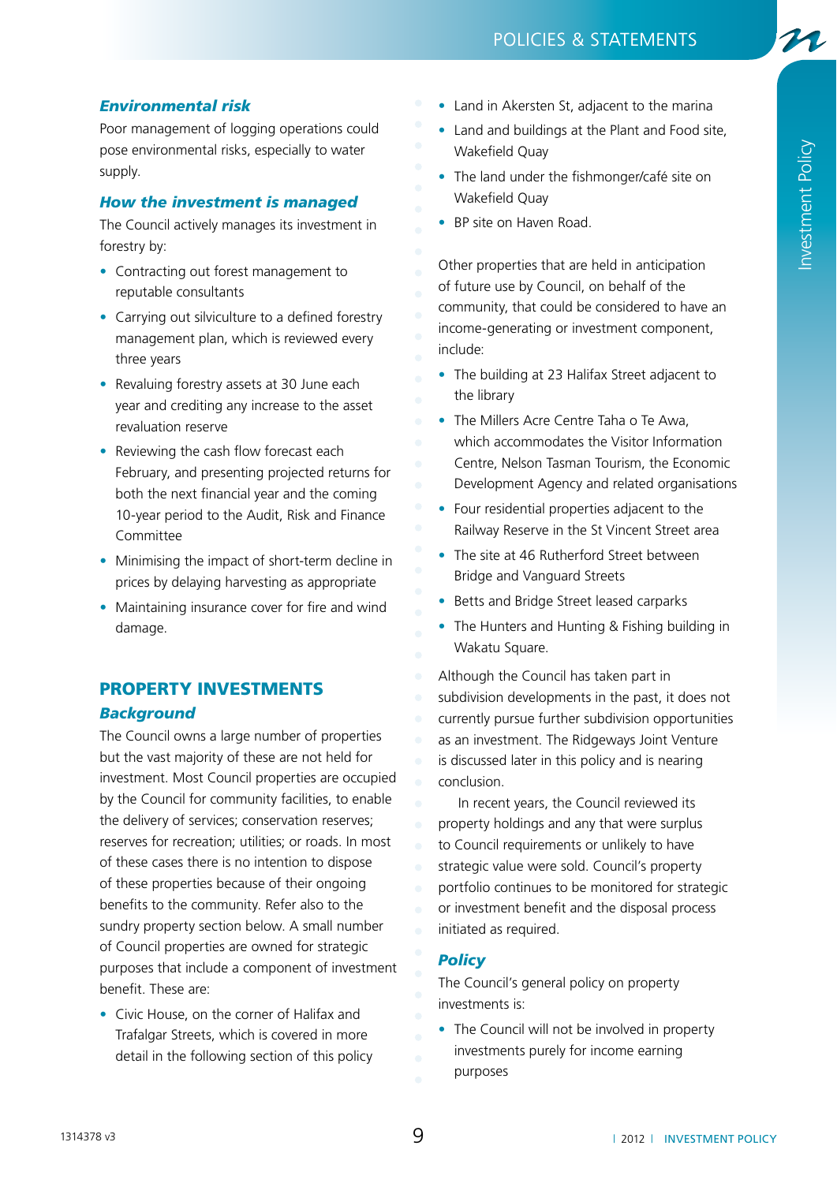### *Environmental risk*

Poor management of logging operations could pose environmental risks, especially to water supply.

### *How the investment is managed*

The Council actively manages its investment in forestry by:

- Contracting out forest management to reputable consultants
- Carrying out silviculture to a defined forestry management plan, which is reviewed every three years
- Revaluing forestry assets at 30 June each year and crediting any increase to the asset revaluation reserve
- Reviewing the cash flow forecast each February, and presenting projected returns for both the next financial year and the coming 10-year period to the Audit, Risk and Finance Committee
- Minimising the impact of short-term decline in prices by delaying harvesting as appropriate
- Maintaining insurance cover for fire and wind damage.

## PROPERTY INVESTMENTS

### *Background*

The Council owns a large number of properties but the vast majority of these are not held for investment. Most Council properties are occupied by the Council for community facilities, to enable the delivery of services; conservation reserves; reserves for recreation; utilities; or roads. In most of these cases there is no intention to dispose of these properties because of their ongoing benefits to the community. Refer also to the sundry property section below. A small number of Council properties are owned for strategic purposes that include a component of investment benefit. These are:

- Civic House, on the corner of Halifax and Trafalgar Streets, which is covered in more detail in the following section of this policy
- Land in Akersten St, adjacent to the marina
- Land and buildings at the Plant and Food site, Wakefield Quay
- The land under the fishmonger/café site on Wakefield Quay
- BP site on Haven Road.

Other properties that are held in anticipation of future use by Council, on behalf of the community, that could be considered to have an income-generating or investment component, include:

- The building at 23 Halifax Street adjacent to the library
- The Millers Acre Centre Taha o Te Awa, which accommodates the Visitor Information Centre, Nelson Tasman Tourism, the Economic Development Agency and related organisations
- Four residential properties adjacent to the Railway Reserve in the St Vincent Street area
- The site at 46 Rutherford Street between Bridge and Vanguard Streets
- Betts and Bridge Street leased carparks
- The Hunters and Hunting & Fishing building in Wakatu Square.

Although the Council has taken part in subdivision developments in the past, it does not currently pursue further subdivision opportunities as an investment. The Ridgeways Joint Venture is discussed later in this policy and is nearing conclusion.

In recent years, the Council reviewed its property holdings and any that were surplus to Council requirements or unlikely to have strategic value were sold. Council's property portfolio continues to be monitored for strategic or investment benefit and the disposal process initiated as required.

### *Policy*

The Council's general policy on property investments is:

- The Council will not be involved in property investments purely for income earning purposes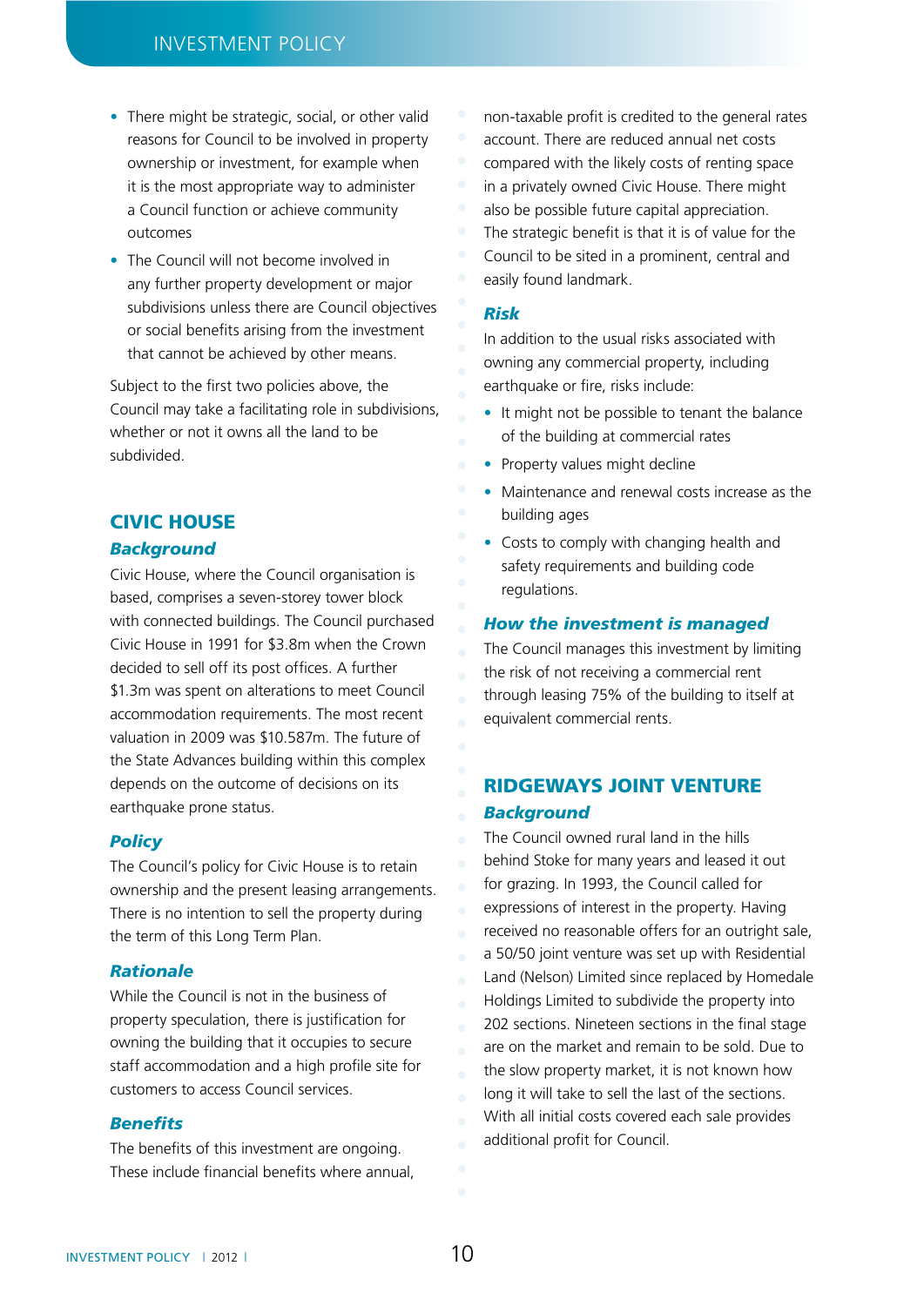- There might be strategic, social, or other valid reasons for Council to be involved in property ownership or investment, for example when it is the most appropriate way to administer a Council function or achieve community outcomes
- The Council will not become involved in any further property development or major subdivisions unless there are Council objectives or social benefits arising from the investment that cannot be achieved by other means.

Subject to the first two policies above, the Council may take a facilitating role in subdivisions, whether or not it owns all the land to be subdivided.

## CIVIC HOUSE

### *Background*

Civic House, where the Council organisation is based, comprises a seven-storey tower block with connected buildings. The Council purchased Civic House in 1991 for $3.8m when the Crown decided to sell off its post offices. A further $1.3m was spent on alterations to meet Council accommodation requirements. The most recent valuation in 2009 was $10.587m. The future of the State Advances building within this complex depends on the outcome of decisions on its earthquake prone status.

### *Policy*

The Council's policy for Civic House is to retain ownership and the present leasing arrangements. There is no intention to sell the property during the term of this Long Term Plan.

### *Rationale*

While the Council is not in the business of property speculation, there is justification for owning the building that it occupies to secure staff accommodation and a high profile site for customers to access Council services.

### *Benefits*

The benefits of this investment are ongoing. These include financial benefits where annual, non-taxable profit is credited to the general rates account. There are reduced annual net costs compared with the likely costs of renting space in a privately owned Civic House. There might also be possible future capital appreciation. The strategic benefit is that it is of value for the Council to be sited in a prominent, central and easily found landmark.

### *Risk*

In addition to the usual risks associated with owning any commercial property, including earthquake or fire, risks include:

- It might not be possible to tenant the balance of the building at commercial rates
- Property values might decline
- Maintenance and renewal costs increase as the building ages
- Costs to comply with changing health and safety requirements and building code regulations.

### *How the investment is managed*

The Council manages this investment by limiting the risk of not receiving a commercial rent through leasing 75% of the building to itself at equivalent commercial rents.

## RIDGEWAYS JOINT VENTURE

### *Background*

The Council owned rural land in the hills behind Stoke for many years and leased it out for grazing. In 1993, the Council called for expressions of interest in the property. Having received no reasonable offers for an outright sale, a 50/50 joint venture was set up with Residential Land (Nelson) Limited since replaced by Homedale Holdings Limited to subdivide the property into 202 sections. Nineteen sections in the final stage are on the market and remain to be sold. Due to the slow property market, it is not known how long it will take to sell the last of the sections. With all initial costs covered each sale provides additional profit for Council.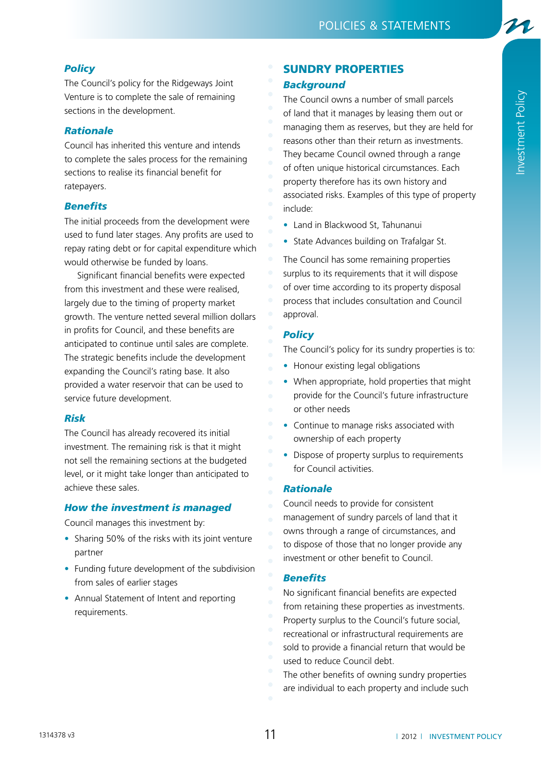### Policy

The Council's policy for the Ridgeways Joint Venture is to complete the sale of remaining sections in the development.

### Rationale

Council has inherited this venture and intends to complete the sales process for the remaining sections to realise its financial benefit for ratepayers.

### Benefits

The initial proceeds from the development were used to fund later stages. Any profits are used to repay rating debt or for capital expenditure which would otherwise be funded by loans.

Significant financial benefits were expected from this investment and these were realised, largely due to the timing of property market growth. The venture netted several million dollars in profits for Council, and these benefits are anticipated to continue until sales are complete. The strategic benefits include the development expanding the Council's rating base. It also provided a water reservoir that can be used to service future development.

### Risk

The Council has already recovered its initial investment. The remaining risk is that it might not sell the remaining sections at the budgeted level, or it might take longer than anticipated to achieve these sales.

### How the investment is managed

Council manages this investment by:

- Sharing 50% of the risks with its joint venture partner
- Funding future development of the subdivision from sales of earlier stages
- Annual Statement of Intent and reporting requirements.

## SUNDRY PROPERTIES

### Background

The Council owns a number of small parcels of land that it manages by leasing them out or managing them as reserves, but they are held for reasons other than their return as investments. They became Council owned through a range of often unique historical circumstances. Each property therefore has its own history and associated risks. Examples of this type of property include:

- Land in Blackwood St, Tahunanui
- State Advances building on Trafalgar St.

The Council has some remaining properties surplus to its requirements that it will dispose of over time according to its property disposal process that includes consultation and Council approval.

### Policy

The Council's policy for its sundry properties is to:

- Honour existing legal obligations
- When appropriate, hold properties that might provide for the Council's future infrastructure or other needs
- Continue to manage risks associated with ownership of each property
- Dispose of property surplus to requirements for Council activities.

### Rationale

Council needs to provide for consistent management of sundry parcels of land that it owns through a range of circumstances, and to dispose of those that no longer provide any investment or other benefit to Council.

### Benefits

No significant financial benefits are expected from retaining these properties as investments. Property surplus to the Council's future social, recreational or infrastructural requirements are sold to provide a financial return that would be used to reduce Council debt.

The other benefits of owning sundry properties are individual to each property and include such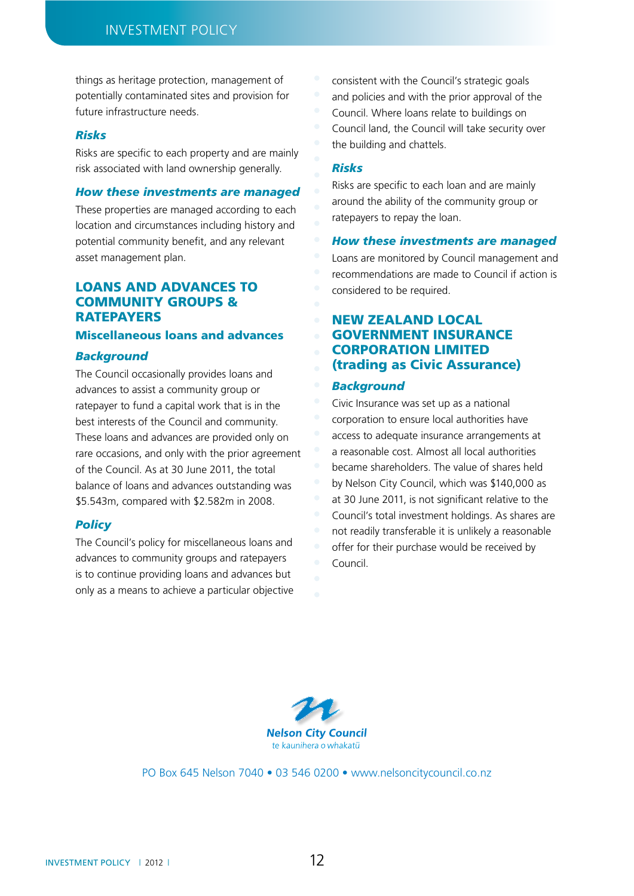things as heritage protection, management of potentially contaminated sites and provision for future infrastructure needs.

### *Risks*

Risks are specific to each property and are mainly risk associated with land ownership generally.

### *How these investments are managed*

These properties are managed according to each location and circumstances including history and potential community benefit, and any relevant asset management plan.

## LOANS AND ADVANCES TO COMMUNITY GROUPS & RATEPAYERS

### Miscellaneous loans and advances

### *Background*

The Council occasionally provides loans and advances to assist a community group or ratepayer to fund a capital work that is in the best interests of the Council and community. These loans and advances are provided only on rare occasions, and only with the prior agreement of the Council. As at 30 June 2011, the total balance of loans and advances outstanding was $5.543m, compared with $2.582m in 2008.

### *Policy*

The Council's policy for miscellaneous loans and advances to community groups and ratepayers is to continue providing loans and advances but only as a means to achieve a particular objective consistent with the Council's strategic goals and policies and with the prior approval of the Council. Where loans relate to buildings on Council land, the Council will take security over the building and chattels.

### *Risks*

Risks are specific to each loan and are mainly around the ability of the community group or ratepayers to repay the loan.

### *How these investments are managed*

Loans are monitored by Council management and recommendations are made to Council if action is considered to be required.

## NEW ZEALAND LOCAL GOVERNMENT INSURANCE CORPORATION LIMITED (trading as Civic Assurance)

### *Background*

Civic Insurance was set up as a national corporation to ensure local authorities have access to adequate insurance arrangements at a reasonable cost. Almost all local authorities became shareholders. The value of shares held by Nelson City Council, which was $140,000 as at 30 June 2011, is not significant relative to the Council's total investment holdings. As shares are not readily transferable it is unlikely a reasonable offer for their purchase would be received by Council.

Nelson City Council
te kaunihera o whakatū

PO Box 645 Nelson 7040 • 03 546 0200 • www.nelsoncitycouncil.co.nz